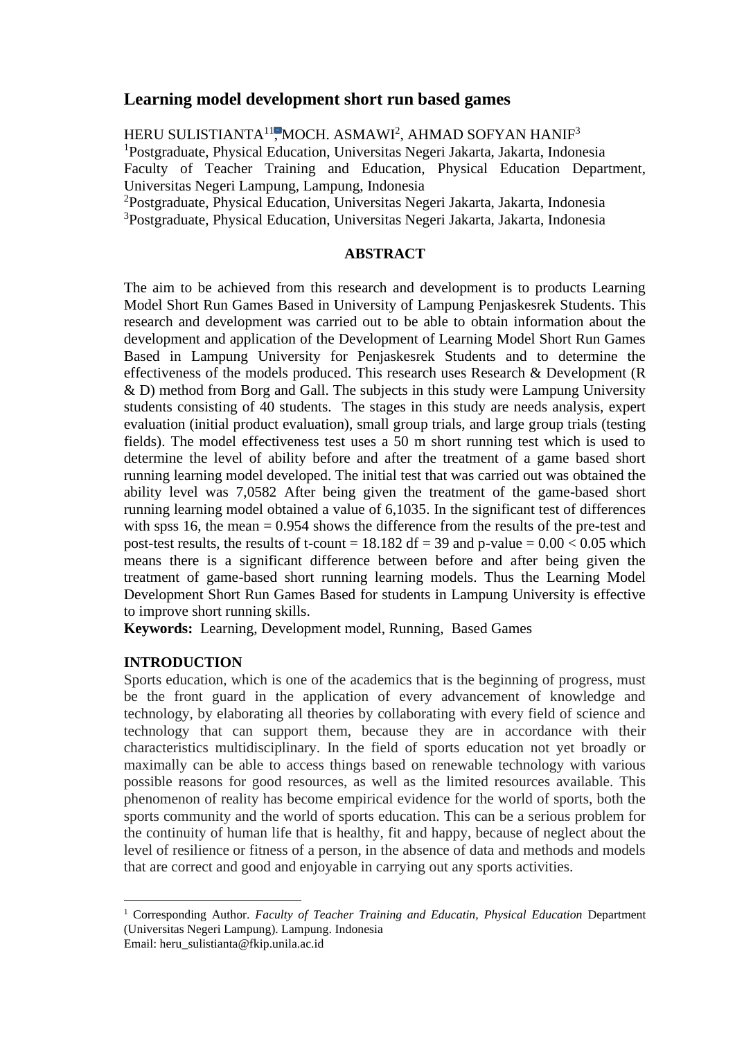# Learning model development short run based games

HERU SULISTIANTA[1][1], MOCH. ASMAWI[2], AHMAD SOFYAN HANIF[3]

[1]Postgraduate, Physical Education, Universitas Negeri Jakarta, Jakarta, Indonesia
Faculty of Teacher Training and Education, Physical Education Department, Universitas Negeri Lampung, Lampung, Indonesia
[2]Postgraduate, Physical Education, Universitas Negeri Jakarta, Jakarta, Indonesia
[3]Postgraduate, Physical Education, Universitas Negeri Jakarta, Jakarta, Indonesia

## ABSTRACT

The aim to be achieved from this research and development is to products Learning Model Short Run Games Based in University of Lampung Penjaskesrek Students. This research and development was carried out to be able to obtain information about the development and application of the Development of Learning Model Short Run Games Based in Lampung University for Penjaskesrek Students and to determine the effectiveness of the models produced. This research uses Research & Development (R & D) method from Borg and Gall. The subjects in this study were Lampung University students consisting of 40 students. The stages in this study are needs analysis, expert evaluation (initial product evaluation), small group trials, and large group trials (testing fields). The model effectiveness test uses a 50 m short running test which is used to determine the level of ability before and after the treatment of a game based short running learning model developed. The initial test that was carried out was obtained the ability level was 7,0582 After being given the treatment of the game-based short running learning model obtained a value of 6,1035. In the significant test of differences with spss 16, the mean = 0.954 shows the difference from the results of the pre-test and post-test results, the results of t-count = 18.182 df = 39 and p-value = $0.00 < 0.05$ which means there is a significant difference between before and after being given the treatment of game-based short running learning models. Thus the Learning Model Development Short Run Games Based for students in Lampung University is effective to improve short running skills.

**Keywords:** Learning, Development model, Running, Based Games

## INTRODUCTION

Sports education, which is one of the academics that is the beginning of progress, must be the front guard in the application of every advancement of knowledge and technology, by elaborating all theories by collaborating with every field of science and technology that can support them, because they are in accordance with their characteristics multidisciplinary. In the field of sports education not yet broadly or maximally can be able to access things based on renewable technology with various possible reasons for good resources, as well as the limited resources available. This phenomenon of reality has become empirical evidence for the world of sports, both the sports community and the world of sports education. This can be a serious problem for the continuity of human life that is healthy, fit and happy, because of neglect about the level of resilience or fitness of a person, in the absence of data and methods and models that are correct and good and enjoyable in carrying out any sports activities.

---

[1] Corresponding Author. *Faculty of Teacher Training and Educatin, Physical Education* Department (Universitas Negeri Lampung). Lampung. Indonesia
Email: heru_sulistianta@fkip.unila.ac.id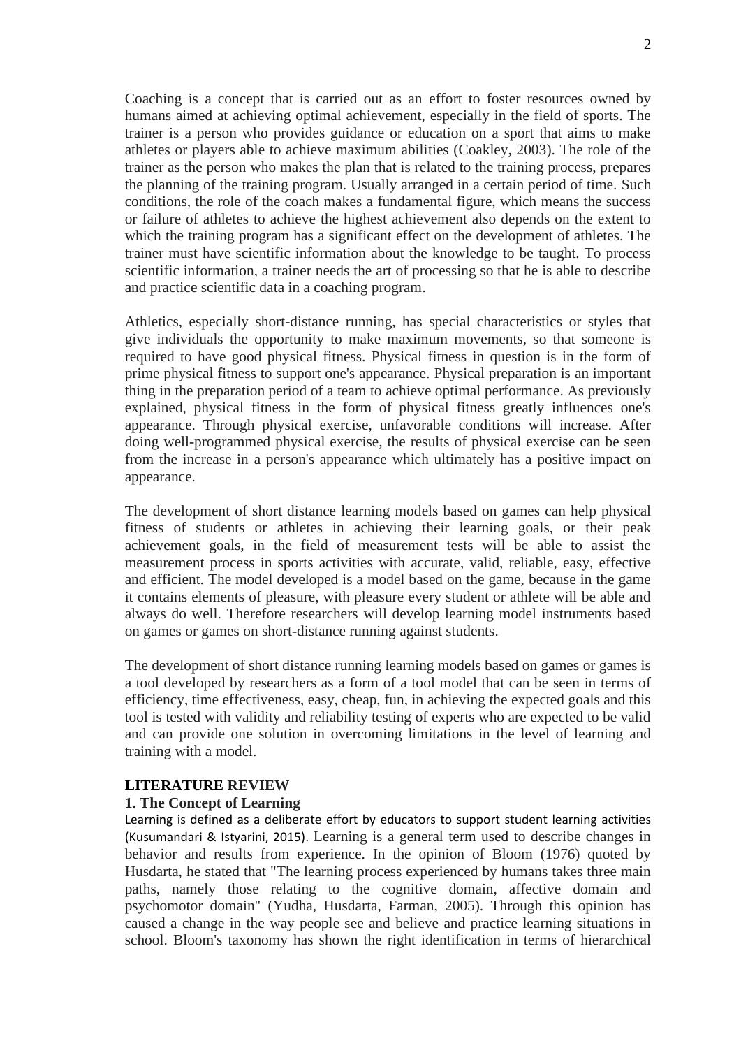Coaching is a concept that is carried out as an effort to foster resources owned by humans aimed at achieving optimal achievement, especially in the field of sports. The trainer is a person who provides guidance or education on a sport that aims to make athletes or players able to achieve maximum abilities (Coakley, 2003). The role of the trainer as the person who makes the plan that is related to the training process, prepares the planning of the training program. Usually arranged in a certain period of time. Such conditions, the role of the coach makes a fundamental figure, which means the success or failure of athletes to achieve the highest achievement also depends on the extent to which the training program has a significant effect on the development of athletes. The trainer must have scientific information about the knowledge to be taught. To process scientific information, a trainer needs the art of processing so that he is able to describe and practice scientific data in a coaching program.

Athletics, especially short-distance running, has special characteristics or styles that give individuals the opportunity to make maximum movements, so that someone is required to have good physical fitness. Physical fitness in question is in the form of prime physical fitness to support one's appearance. Physical preparation is an important thing in the preparation period of a team to achieve optimal performance. As previously explained, physical fitness in the form of physical fitness greatly influences one's appearance. Through physical exercise, unfavorable conditions will increase. After doing well-programmed physical exercise, the results of physical exercise can be seen from the increase in a person's appearance which ultimately has a positive impact on appearance.

The development of short distance learning models based on games can help physical fitness of students or athletes in achieving their learning goals, or their peak achievement goals, in the field of measurement tests will be able to assist the measurement process in sports activities with accurate, valid, reliable, easy, effective and efficient. The model developed is a model based on the game, because in the game it contains elements of pleasure, with pleasure every student or athlete will be able and always do well. Therefore researchers will develop learning model instruments based on games or games on short-distance running against students.

The development of short distance running learning models based on games or games is a tool developed by researchers as a form of a tool model that can be seen in terms of efficiency, time effectiveness, easy, cheap, fun, in achieving the expected goals and this tool is tested with validity and reliability testing of experts who are expected to be valid and can provide one solution in overcoming limitations in the level of learning and training with a model.

## LITERATURE REVIEW

### 1. The Concept of Learning

Learning is defined as a deliberate effort by educators to support student learning activities (Kusumandari & Istyarini, 2015). Learning is a general term used to describe changes in behavior and results from experience. In the opinion of Bloom (1976) quoted by Husdarta, he stated that "The learning process experienced by humans takes three main paths, namely those relating to the cognitive domain, affective domain and psychomotor domain" (Yudha, Husdarta, Farman, 2005). Through this opinion has caused a change in the way people see and believe and practice learning situations in school. Bloom's taxonomy has shown the right identification in terms of hierarchical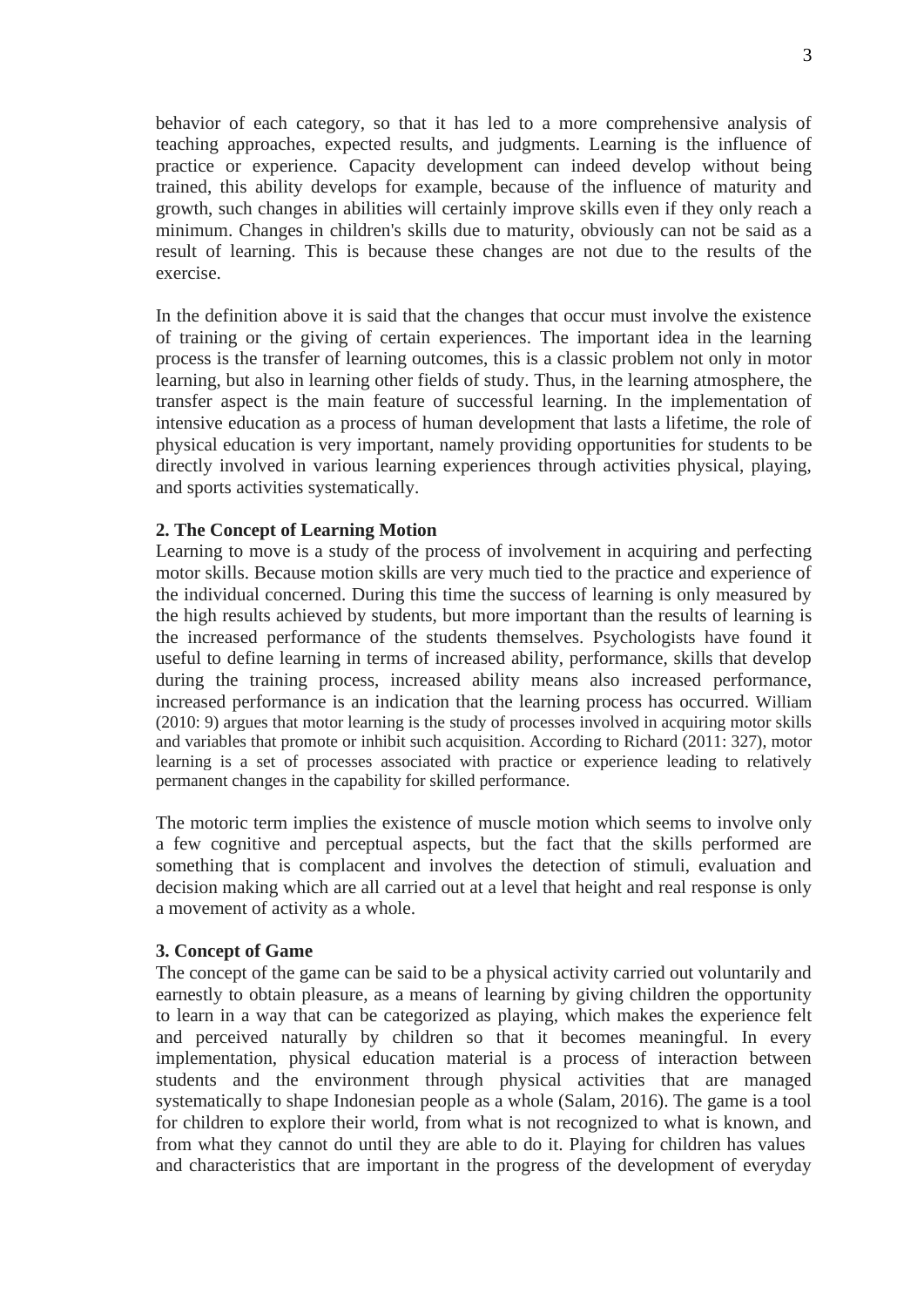behavior of each category, so that it has led to a more comprehensive analysis of teaching approaches, expected results, and judgments. Learning is the influence of practice or experience. Capacity development can indeed develop without being trained, this ability develops for example, because of the influence of maturity and growth, such changes in abilities will certainly improve skills even if they only reach a minimum. Changes in children's skills due to maturity, obviously can not be said as a result of learning. This is because these changes are not due to the results of the exercise.

In the definition above it is said that the changes that occur must involve the existence of training or the giving of certain experiences. The important idea in the learning process is the transfer of learning outcomes, this is a classic problem not only in motor learning, but also in learning other fields of study. Thus, in the learning atmosphere, the transfer aspect is the main feature of successful learning. In the implementation of intensive education as a process of human development that lasts a lifetime, the role of physical education is very important, namely providing opportunities for students to be directly involved in various learning experiences through activities physical, playing, and sports activities systematically.

**2. The Concept of Learning Motion**

Learning to move is a study of the process of involvement in acquiring and perfecting motor skills. Because motion skills are very much tied to the practice and experience of the individual concerned. During this time the success of learning is only measured by the high results achieved by students, but more important than the results of learning is the increased performance of the students themselves. Psychologists have found it useful to define learning in terms of increased ability, performance, skills that develop during the training process, increased ability means also increased performance, increased performance is an indication that the learning process has occurred. William (2010: 9) argues that motor learning is the study of processes involved in acquiring motor skills and variables that promote or inhibit such acquisition. According to Richard (2011: 327), motor learning is a set of processes associated with practice or experience leading to relatively permanent changes in the capability for skilled performance.

The motoric term implies the existence of muscle motion which seems to involve only a few cognitive and perceptual aspects, but the fact that the skills performed are something that is complacent and involves the detection of stimuli, evaluation and decision making which are all carried out at a level that height and real response is only a movement of activity as a whole.

**3. Concept of Game**

The concept of the game can be said to be a physical activity carried out voluntarily and earnestly to obtain pleasure, as a means of learning by giving children the opportunity to learn in a way that can be categorized as playing, which makes the experience felt and perceived naturally by children so that it becomes meaningful. In every implementation, physical education material is a process of interaction between students and the environment through physical activities that are managed systematically to shape Indonesian people as a whole (Salam, 2016). The game is a tool for children to explore their world, from what is not recognized to what is known, and from what they cannot do until they are able to do it. Playing for children has values and characteristics that are important in the progress of the development of everyday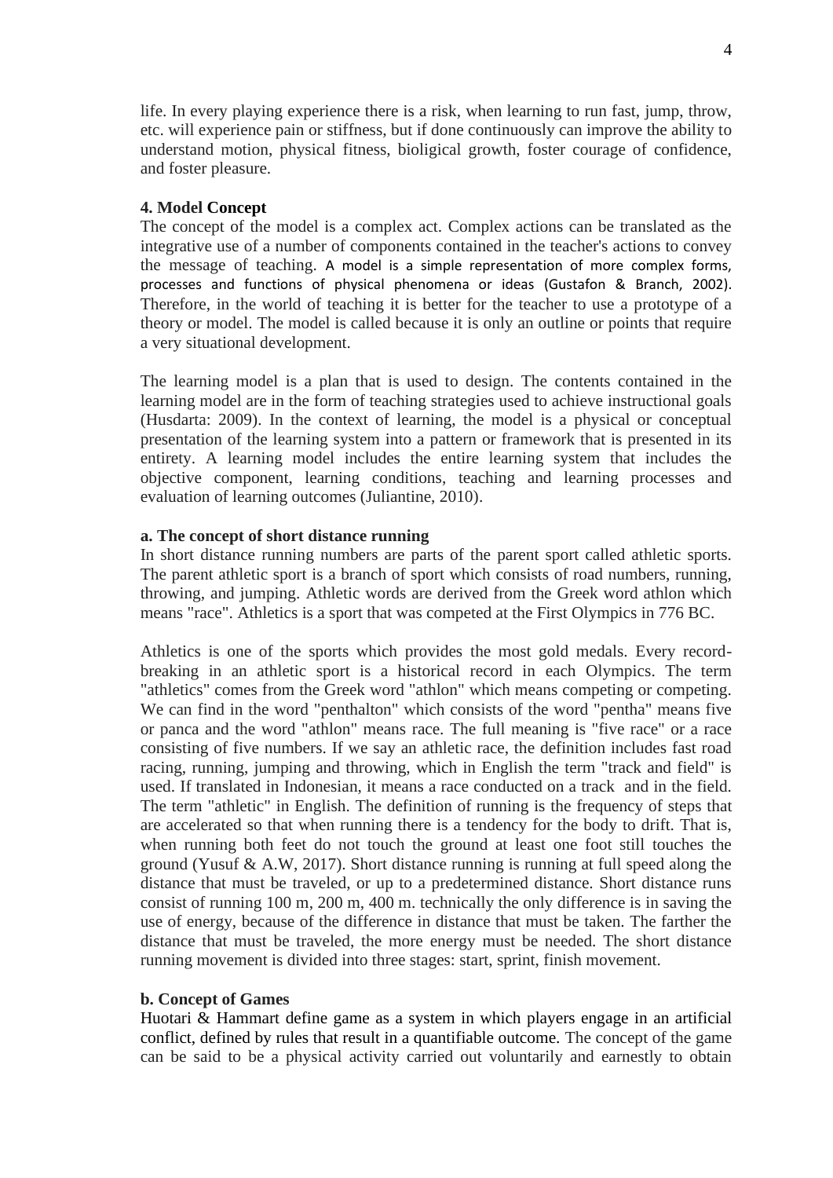life. In every playing experience there is a risk, when learning to run fast, jump, throw, etc. will experience pain or stiffness, but if done continuously can improve the ability to understand motion, physical fitness, bioligical growth, foster courage of confidence, and foster pleasure.

**4. Model Concept**

The concept of the model is a complex act. Complex actions can be translated as the integrative use of a number of components contained in the teacher's actions to convey the message of teaching. A model is a simple representation of more complex forms, processes and functions of physical phenomena or ideas (Gustafon & Branch, 2002). Therefore, in the world of teaching it is better for the teacher to use a prototype of a theory or model. The model is called because it is only an outline or points that require a very situational development.

The learning model is a plan that is used to design. The contents contained in the learning model are in the form of teaching strategies used to achieve instructional goals (Husdarta: 2009). In the context of learning, the model is a physical or conceptual presentation of the learning system into a pattern or framework that is presented in its entirety. A learning model includes the entire learning system that includes the objective component, learning conditions, teaching and learning processes and evaluation of learning outcomes (Juliantine, 2010).

**a. The concept of short distance running**

In short distance running numbers are parts of the parent sport called athletic sports. The parent athletic sport is a branch of sport which consists of road numbers, running, throwing, and jumping. Athletic words are derived from the Greek word athlon which means "race". Athletics is a sport that was competed at the First Olympics in 776 BC.

Athletics is one of the sports which provides the most gold medals. Every record-breaking in an athletic sport is a historical record in each Olympics. The term "athletics" comes from the Greek word "athlon" which means competing or competing. We can find in the word "penthalton" which consists of the word "pentha" means five or panca and the word "athlon" means race. The full meaning is "five race" or a race consisting of five numbers. If we say an athletic race, the definition includes fast road racing, running, jumping and throwing, which in English the term "track and field" is used. If translated in Indonesian, it means a race conducted on a track and in the field. The term "athletic" in English. The definition of running is the frequency of steps that are accelerated so that when running there is a tendency for the body to drift. That is, when running both feet do not touch the ground at least one foot still touches the ground (Yusuf & A.W, 2017). Short distance running is running at full speed along the distance that must be traveled, or up to a predetermined distance. Short distance runs consist of running 100 m, 200 m, 400 m. technically the only difference is in saving the use of energy, because of the difference in distance that must be taken. The farther the distance that must be traveled, the more energy must be needed. The short distance running movement is divided into three stages: start, sprint, finish movement.

**b. Concept of Games**

Huotari & Hammart define game as a system in which players engage in an artificial conflict, defined by rules that result in a quantifiable outcome. The concept of the game can be said to be a physical activity carried out voluntarily and earnestly to obtain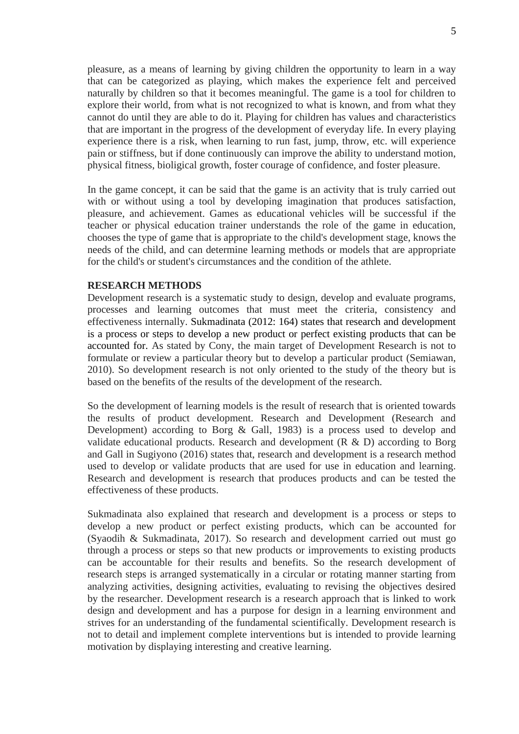pleasure, as a means of learning by giving children the opportunity to learn in a way that can be categorized as playing, which makes the experience felt and perceived naturally by children so that it becomes meaningful. The game is a tool for children to explore their world, from what is not recognized to what is known, and from what they cannot do until they are able to do it. Playing for children has values and characteristics that are important in the progress of the development of everyday life. In every playing experience there is a risk, when learning to run fast, jump, throw, etc. will experience pain or stiffness, but if done continuously can improve the ability to understand motion, physical fitness, bioligical growth, foster courage of confidence, and foster pleasure.

In the game concept, it can be said that the game is an activity that is truly carried out with or without using a tool by developing imagination that produces satisfaction, pleasure, and achievement. Games as educational vehicles will be successful if the teacher or physical education trainer understands the role of the game in education, chooses the type of game that is appropriate to the child's development stage, knows the needs of the child, and can determine learning methods or models that are appropriate for the child's or student's circumstances and the condition of the athlete.

## RESEARCH METHODS

Development research is a systematic study to design, develop and evaluate programs, processes and learning outcomes that must meet the criteria, consistency and effectiveness internally. Sukmadinata (2012: 164) states that research and development is a process or steps to develop a new product or perfect existing products that can be accounted for. As stated by Cony, the main target of Development Research is not to formulate or review a particular theory but to develop a particular product (Semiawan, 2010). So development research is not only oriented to the study of the theory but is based on the benefits of the results of the development of the research.

So the development of learning models is the result of research that is oriented towards the results of product development. Research and Development (Research and Development) according to Borg & Gall, 1983) is a process used to develop and validate educational products. Research and development (R & D) according to Borg and Gall in Sugiyono (2016) states that, research and development is a research method used to develop or validate products that are used for use in education and learning. Research and development is research that produces products and can be tested the effectiveness of these products.

Sukmadinata also explained that research and development is a process or steps to develop a new product or perfect existing products, which can be accounted for (Syaodih & Sukmadinata, 2017). So research and development carried out must go through a process or steps so that new products or improvements to existing products can be accountable for their results and benefits. So the research development of research steps is arranged systematically in a circular or rotating manner starting from analyzing activities, designing activities, evaluating to revising the objectives desired by the researcher. Development research is a research approach that is linked to work design and development and has a purpose for design in a learning environment and strives for an understanding of the fundamental scientifically. Development research is not to detail and implement complete interventions but is intended to provide learning motivation by displaying interesting and creative learning.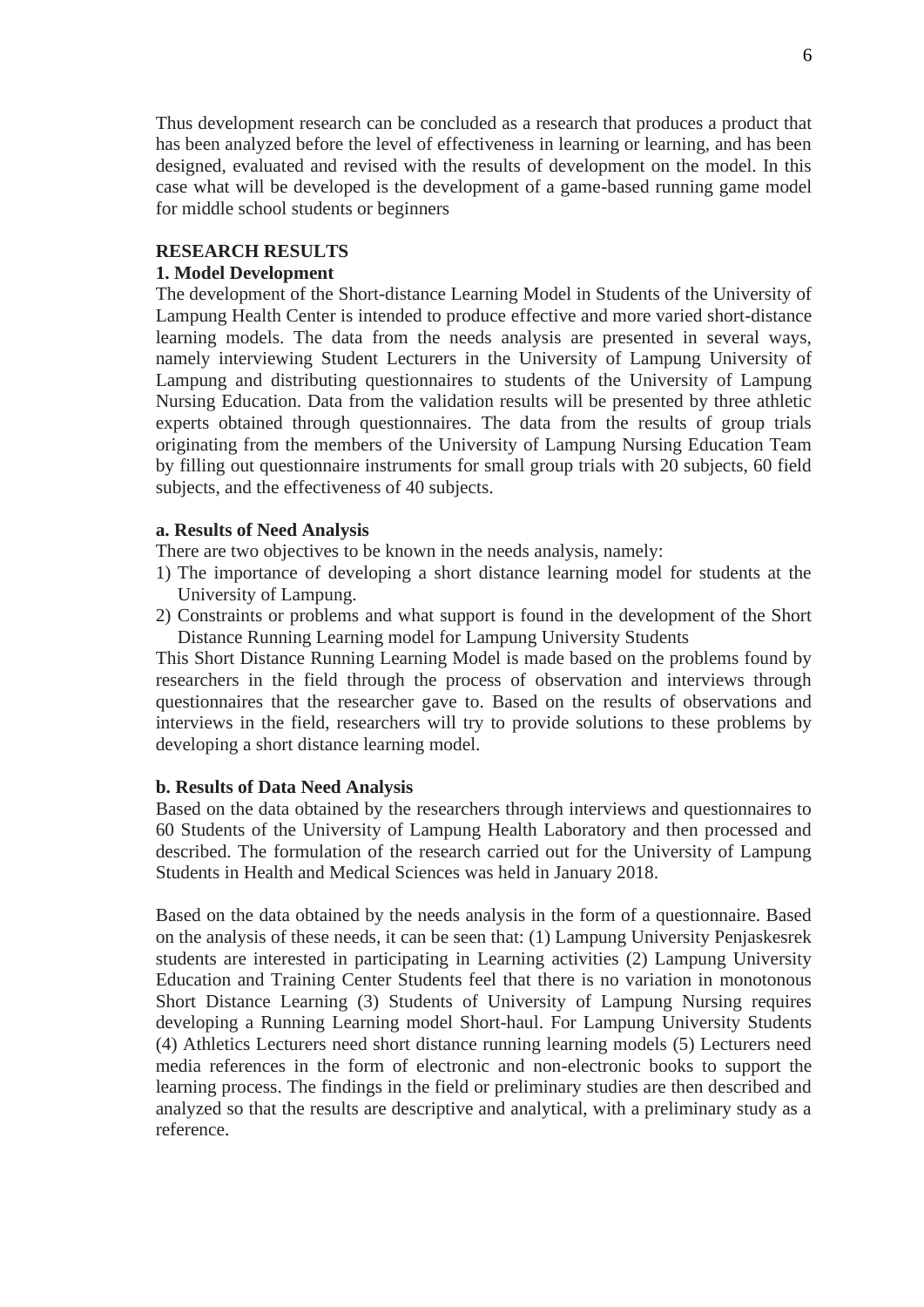Thus development research can be concluded as a research that produces a product that has been analyzed before the level of effectiveness in learning or learning, and has been designed, evaluated and revised with the results of development on the model. In this case what will be developed is the development of a game-based running game model for middle school students or beginners

## RESEARCH RESULTS

### 1. Model Development

The development of the Short-distance Learning Model in Students of the University of Lampung Health Center is intended to produce effective and more varied short-distance learning models. The data from the needs analysis are presented in several ways, namely interviewing Student Lecturers in the University of Lampung University of Lampung and distributing questionnaires to students of the University of Lampung Nursing Education. Data from the validation results will be presented by three athletic experts obtained through questionnaires. The data from the results of group trials originating from the members of the University of Lampung Nursing Education Team by filling out questionnaire instruments for small group trials with 20 subjects, 60 field subjects, and the effectiveness of 40 subjects.

#### a. Results of Need Analysis

There are two objectives to be known in the needs analysis, namely:

1) The importance of developing a short distance learning model for students at the University of Lampung.
2) Constraints or problems and what support is found in the development of the Short Distance Running Learning model for Lampung University Students

This Short Distance Running Learning Model is made based on the problems found by researchers in the field through the process of observation and interviews through questionnaires that the researcher gave to. Based on the results of observations and interviews in the field, researchers will try to provide solutions to these problems by developing a short distance learning model.

#### b. Results of Data Need Analysis

Based on the data obtained by the researchers through interviews and questionnaires to 60 Students of the University of Lampung Health Laboratory and then processed and described. The formulation of the research carried out for the University of Lampung Students in Health and Medical Sciences was held in January 2018.

Based on the data obtained by the needs analysis in the form of a questionnaire. Based on the analysis of these needs, it can be seen that: (1) Lampung University Penjaskesrek students are interested in participating in Learning activities (2) Lampung University Education and Training Center Students feel that there is no variation in monotonous Short Distance Learning (3) Students of University of Lampung Nursing requires developing a Running Learning model Short-haul. For Lampung University Students (4) Athletics Lecturers need short distance running learning models (5) Lecturers need media references in the form of electronic and non-electronic books to support the learning process. The findings in the field or preliminary studies are then described and analyzed so that the results are descriptive and analytical, with a preliminary study as a reference.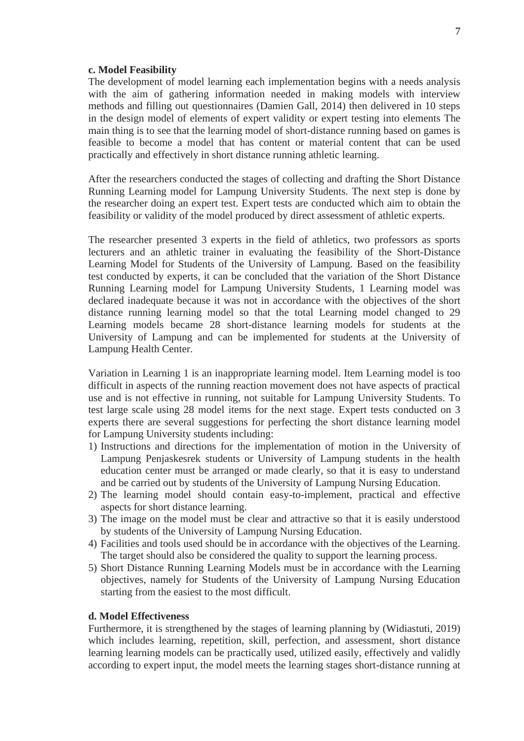**c. Model Feasibility**

The development of model learning each implementation begins with a needs analysis with the aim of gathering information needed in making models with interview methods and filling out questionnaires (Damien Gall, 2014) then delivered in 10 steps in the design model of elements of expert validity or expert testing into elements The main thing is to see that the learning model of short-distance running based on games is feasible to become a model that has content or material content that can be used practically and effectively in short distance running athletic learning.

After the researchers conducted the stages of collecting and drafting the Short Distance Running Learning model for Lampung University Students. The next step is done by the researcher doing an expert test. Expert tests are conducted which aim to obtain the feasibility or validity of the model produced by direct assessment of athletic experts.

The researcher presented 3 experts in the field of athletics, two professors as sports lecturers and an athletic trainer in evaluating the feasibility of the Short-Distance Learning Model for Students of the University of Lampung. Based on the feasibility test conducted by experts, it can be concluded that the variation of the Short Distance Running Learning model for Lampung University Students, 1 Learning model was declared inadequate because it was not in accordance with the objectives of the short distance running learning model so that the total Learning model changed to 29 Learning models became 28 short-distance learning models for students at the University of Lampung and can be implemented for students at the University of Lampung Health Center.

Variation in Learning 1 is an inappropriate learning model. Item Learning model is too difficult in aspects of the running reaction movement does not have aspects of practical use and is not effective in running, not suitable for Lampung University Students. To test large scale using 28 model items for the next stage. Expert tests conducted on 3 experts there are several suggestions for perfecting the short distance learning model for Lampung University students including:

1) Instructions and directions for the implementation of motion in the University of Lampung Penjaskesrek students or University of Lampung students in the health education center must be arranged or made clearly, so that it is easy to understand and be carried out by students of the University of Lampung Nursing Education.
2) The learning model should contain easy-to-implement, practical and effective aspects for short distance learning.
3) The image on the model must be clear and attractive so that it is easily understood by students of the University of Lampung Nursing Education.
4) Facilities and tools used should be in accordance with the objectives of the Learning. The target should also be considered the quality to support the learning process.
5) Short Distance Running Learning Models must be in accordance with the Learning objectives, namely for Students of the University of Lampung Nursing Education starting from the easiest to the most difficult.

**d. Model Effectiveness**

Furthermore, it is strengthened by the stages of learning planning by (Widiastuti, 2019) which includes learning, repetition, skill, perfection, and assessment, short distance learning learning models can be practically used, utilized easily, effectively and validly according to expert input, the model meets the learning stages short-distance running at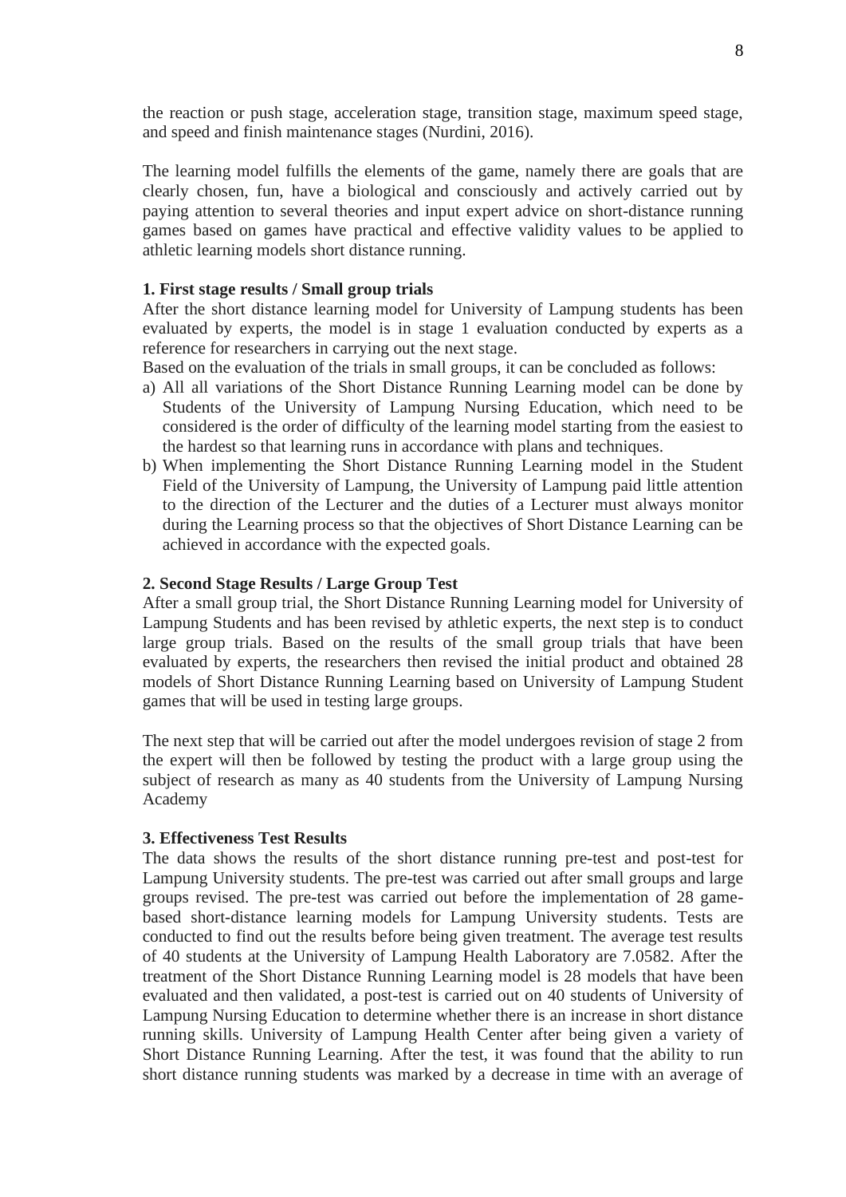the reaction or push stage, acceleration stage, transition stage, maximum speed stage, and speed and finish maintenance stages (Nurdini, 2016).

The learning model fulfills the elements of the game, namely there are goals that are clearly chosen, fun, have a biological and consciously and actively carried out by paying attention to several theories and input expert advice on short-distance running games based on games have practical and effective validity values to be applied to athletic learning models short distance running.

**1. First stage results / Small group trials**

After the short distance learning model for University of Lampung students has been evaluated by experts, the model is in stage 1 evaluation conducted by experts as a reference for researchers in carrying out the next stage.

Based on the evaluation of the trials in small groups, it can be concluded as follows:

a) All all variations of the Short Distance Running Learning model can be done by Students of the University of Lampung Nursing Education, which need to be considered is the order of difficulty of the learning model starting from the easiest to the hardest so that learning runs in accordance with plans and techniques.

b) When implementing the Short Distance Running Learning model in the Student Field of the University of Lampung, the University of Lampung paid little attention to the direction of the Lecturer and the duties of a Lecturer must always monitor during the Learning process so that the objectives of Short Distance Learning can be achieved in accordance with the expected goals.

**2. Second Stage Results / Large Group Test**

After a small group trial, the Short Distance Running Learning model for University of Lampung Students and has been revised by athletic experts, the next step is to conduct large group trials. Based on the results of the small group trials that have been evaluated by experts, the researchers then revised the initial product and obtained 28 models of Short Distance Running Learning based on University of Lampung Student games that will be used in testing large groups.

The next step that will be carried out after the model undergoes revision of stage 2 from the expert will then be followed by testing the product with a large group using the subject of research as many as 40 students from the University of Lampung Nursing Academy

**3. Effectiveness Test Results**

The data shows the results of the short distance running pre-test and post-test for Lampung University students. The pre-test was carried out after small groups and large groups revised. The pre-test was carried out before the implementation of 28 game-based short-distance learning models for Lampung University students. Tests are conducted to find out the results before being given treatment. The average test results of 40 students at the University of Lampung Health Laboratory are 7.0582. After the treatment of the Short Distance Running Learning model is 28 models that have been evaluated and then validated, a post-test is carried out on 40 students of University of Lampung Nursing Education to determine whether there is an increase in short distance running skills. University of Lampung Health Center after being given a variety of Short Distance Running Learning. After the test, it was found that the ability to run short distance running students was marked by a decrease in time with an average of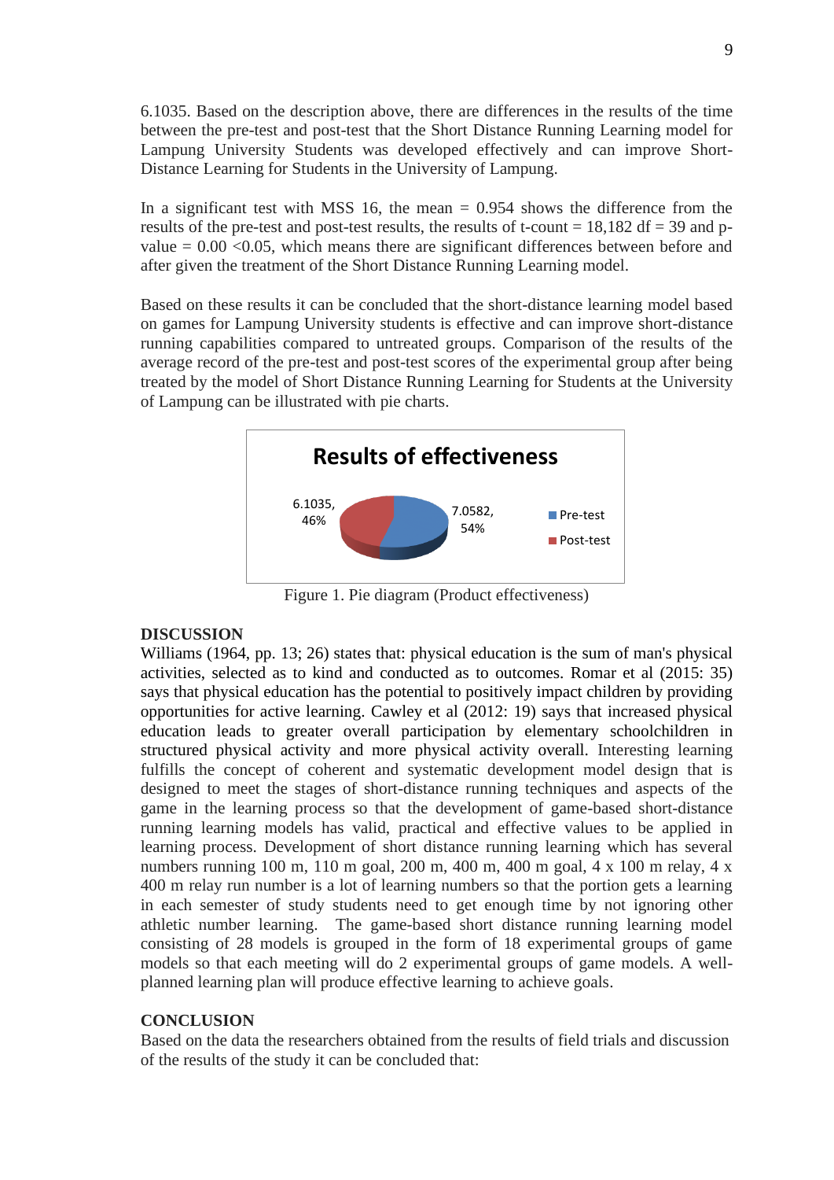6.1035. Based on the description above, there are differences in the results of the time between the pre-test and post-test that the Short Distance Running Learning model for Lampung University Students was developed effectively and can improve Short-Distance Learning for Students in the University of Lampung.

In a significant test with MSS 16, the mean = 0.954 shows the difference from the results of the pre-test and post-test results, the results of t-count = 18,182 df = 39 and p-value = 0.00 <0.05, which means there are significant differences between before and after given the treatment of the Short Distance Running Learning model.

Based on these results it can be concluded that the short-distance learning model based on games for Lampung University students is effective and can improve short-distance running capabilities compared to untreated groups. Comparison of the results of the average record of the pre-test and post-test scores of the experimental group after being treated by the model of Short Distance Running Learning for Students at the University of Lampung can be illustrated with pie charts.

**Results of effectiveness**

| Series | Value | Percentage |
|---|---|---|
| Pre-test | 7.0582 | 54% |
| Post-test | 6.1035 | 46% |

Figure 1. Pie diagram (Product effectiveness)

## DISCUSSION

Williams (1964, pp. 13; 26) states that: physical education is the sum of man's physical activities, selected as to kind and conducted as to outcomes. Romar et al (2015: 35) says that physical education has the potential to positively impact children by providing opportunities for active learning. Cawley et al (2012: 19) says that increased physical education leads to greater overall participation by elementary schoolchildren in structured physical activity and more physical activity overall. Interesting learning fulfills the concept of coherent and systematic development model design that is designed to meet the stages of short-distance running techniques and aspects of the game in the learning process so that the development of game-based short-distance running learning models has valid, practical and effective values to be applied in learning process. Development of short distance running learning which has several numbers running 100 m, 110 m goal, 200 m, 400 m, 400 m goal, 4 x 100 m relay, 4 x 400 m relay run number is a lot of learning numbers so that the portion gets a learning in each semester of study students need to get enough time by not ignoring other athletic number learning. The game-based short distance running learning model consisting of 28 models is grouped in the form of 18 experimental groups of game models so that each meeting will do 2 experimental groups of game models. A well-planned learning plan will produce effective learning to achieve goals.

## CONCLUSION

Based on the data the researchers obtained from the results of field trials and discussion of the results of the study it can be concluded that: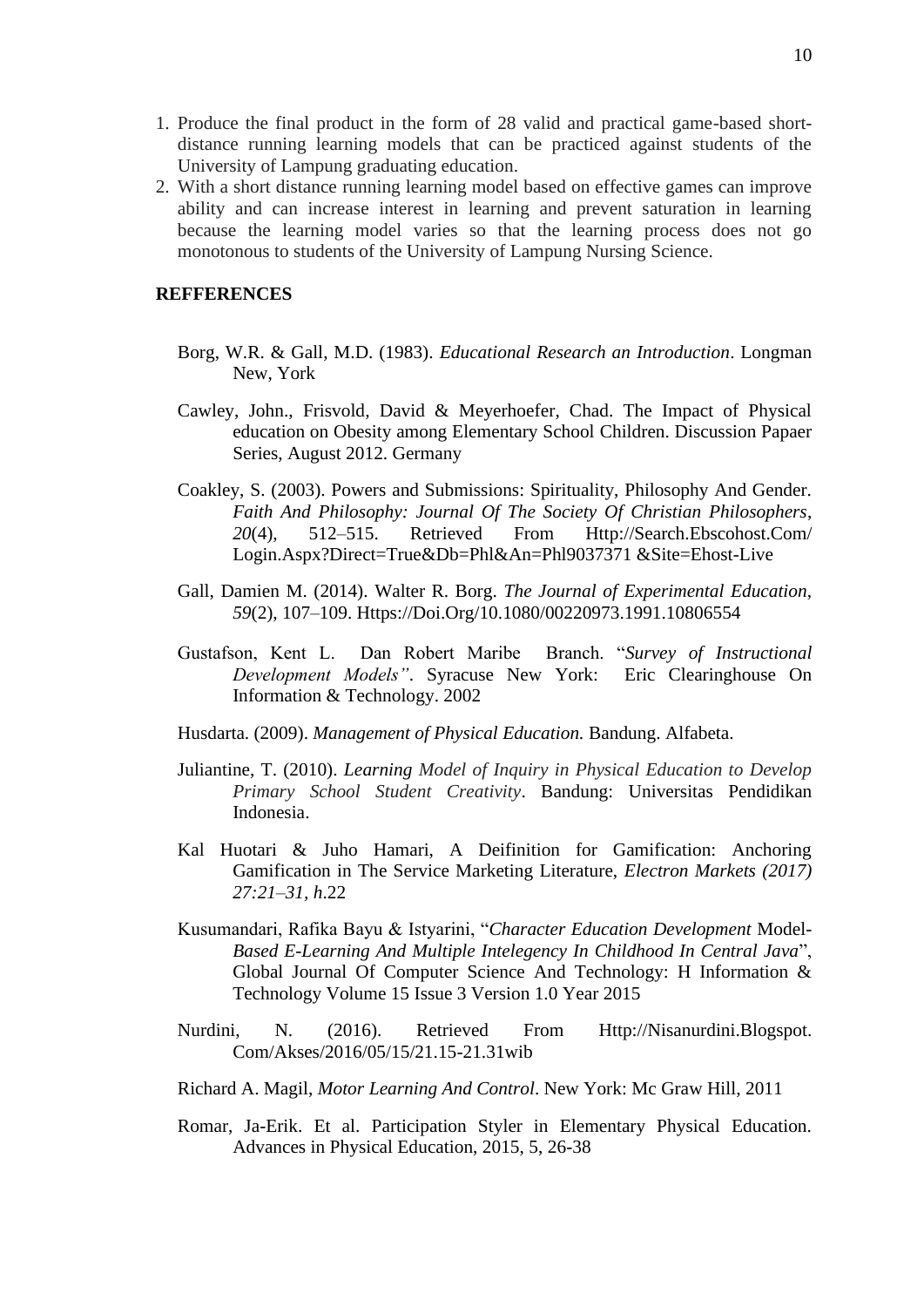1. Produce the final product in the form of 28 valid and practical game-based short-distance running learning models that can be practiced against students of the University of Lampung graduating education.
2. With a short distance running learning model based on effective games can improve ability and can increase interest in learning and prevent saturation in learning because the learning model varies so that the learning process does not go monotonous to students of the University of Lampung Nursing Science.

## REFFERENCES

Borg, W.R. & Gall, M.D. (1983). *Educational Research an Introduction*. Longman New, York

Cawley, John., Frisvold, David & Meyerhoefer, Chad. The Impact of Physical education on Obesity among Elementary School Children. Discussion Papaer Series, August 2012. Germany

Coakley, S. (2003). Powers and Submissions: Spirituality, Philosophy And Gender. *Faith And Philosophy: Journal Of The Society Of Christian Philosophers*, *20*(4), 512–515. Retrieved From Http://Search.Ebscohost.Com/ Login.Aspx?Direct=True&Db=Phl&An=Phl9037371 &Site=Ehost-Live

Gall, Damien M. (2014). Walter R. Borg. *The Journal of Experimental Education*, *59*(2), 107–109. Https://Doi.Org/10.1080/00220973.1991.10806554

Gustafson, Kent L. Dan Robert Maribe Branch. "*Survey of Instructional Development Models"*. Syracuse New York: Eric Clearinghouse On Information & Technology. 2002

Husdarta. (2009). *Management of Physical Education.* Bandung. Alfabeta.

Juliantine, T. (2010). *Learning Model of Inquiry in Physical Education to Develop Primary School Student Creativity*. Bandung: Universitas Pendidikan Indonesia.

Kal Huotari & Juho Hamari, A Deifinition for Gamification: Anchoring Gamification in The Service Marketing Literature, *Electron Markets (2017) 27:21–31, h*.22

Kusumandari, Rafika Bayu & Istyarini, "*Character Education Development* Model-*Based E-Learning And Multiple Intelegency In Childhood In Central Java*", Global Journal Of Computer Science And Technology: H Information & Technology Volume 15 Issue 3 Version 1.0 Year 2015

Nurdini, N. (2016). Retrieved From Http://Nisanurdini.Blogspot. Com/Akses/2016/05/15/21.15-21.31wib

Richard A. Magil, *Motor Learning And Control*. New York: Mc Graw Hill, 2011

Romar, Ja-Erik. Et al. Participation Styler in Elementary Physical Education. Advances in Physical Education, 2015, 5, 26-38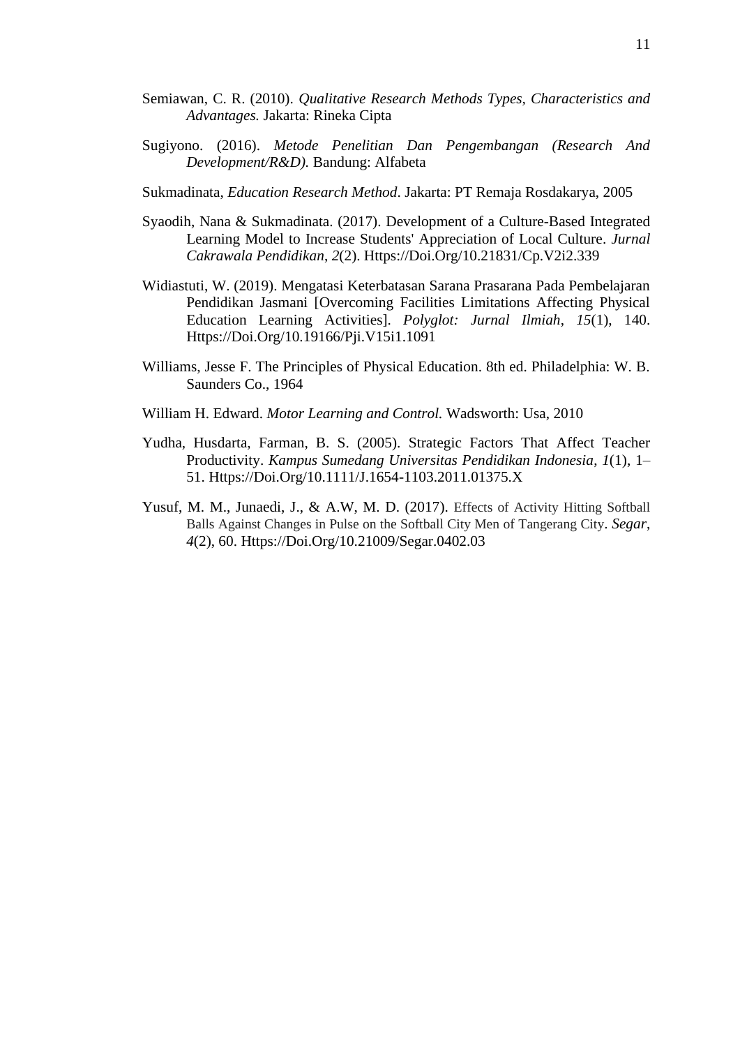Semiawan, C. R. (2010). *Qualitative Research Methods Types, Characteristics and Advantages.* Jakarta: Rineka Cipta

Sugiyono. (2016). *Metode Penelitian Dan Pengembangan (Research And Development/R&D).* Bandung: Alfabeta

Sukmadinata, *Education Research Method*. Jakarta: PT Remaja Rosdakarya, 2005

Syaodih, Nana & Sukmadinata. (2017). Development of a Culture-Based Integrated Learning Model to Increase Students' Appreciation of Local Culture. *Jurnal Cakrawala Pendidikan*, *2*(2). Https://Doi.Org/10.21831/Cp.V2i2.339

Widiastuti, W. (2019). Mengatasi Keterbatasan Sarana Prasarana Pada Pembelajaran Pendidikan Jasmani [Overcoming Facilities Limitations Affecting Physical Education Learning Activities]. *Polyglot: Jurnal Ilmiah*, *15*(1), 140. Https://Doi.Org/10.19166/Pji.V15i1.1091

Williams, Jesse F. The Principles of Physical Education. 8th ed. Philadelphia: W. B. Saunders Co., 1964

William H. Edward. *Motor Learning and Control.* Wadsworth: Usa, 2010

Yudha, Husdarta, Farman, B. S. (2005). Strategic Factors That Affect Teacher Productivity. *Kampus Sumedang Universitas Pendidikan Indonesia*, *1*(1), 1–51. Https://Doi.Org/10.1111/J.1654-1103.2011.01375.X

Yusuf, M. M., Junaedi, J., & A.W, M. D. (2017). Effects of Activity Hitting Softball Balls Against Changes in Pulse on the Softball City Men of Tangerang City. *Segar*, *4*(2), 60. Https://Doi.Org/10.21009/Segar.0402.03